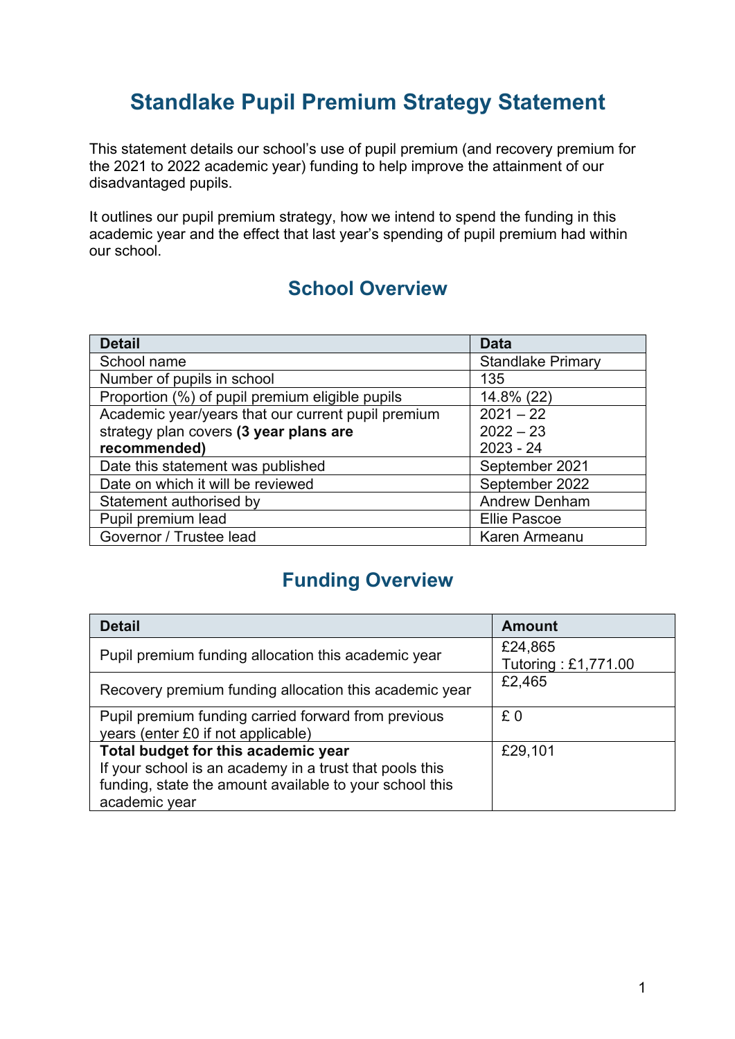# Standlake Pupil Premium Strategy Statement

This statement details our school's use of pupil premium (and recovery premium for the 2021 to 2022 academic year) funding to help improve the attainment of our disadvantaged pupils.

It outlines our pupil premium strategy, how we intend to spend the funding in this academic year and the effect that last year's spending of pupil premium had within our school.

## School Overview

| Detail | Data |
|---|---|
| School name | Standlake Primary |
| Number of pupils in school | 135 |
| Proportion (%) of pupil premium eligible pupils | 14.8% (22) |
| Academic year/years that our current pupil premium strategy plan covers **(3 year plans are recommended)** | 2021 – 22<br>2022 – 23<br>2023 - 24 |
| Date this statement was published | September 2021 |
| Date on which it will be reviewed | September 2022 |
| Statement authorised by | Andrew Denham |
| Pupil premium lead | Ellie Pascoe |
| Governor / Trustee lead | Karen Armeanu |

## Funding Overview

| Detail | Amount |
|---|---|
| Pupil premium funding allocation this academic year | £24,865<br>Tutoring : £1,771.00 |
| Recovery premium funding allocation this academic year | £2,465 |
| Pupil premium funding carried forward from previous years (enter £0 if not applicable) | £ 0 |
| **Total budget for this academic year**<br>If your school is an academy in a trust that pools this funding, state the amount available to your school this academic year | £29,101 |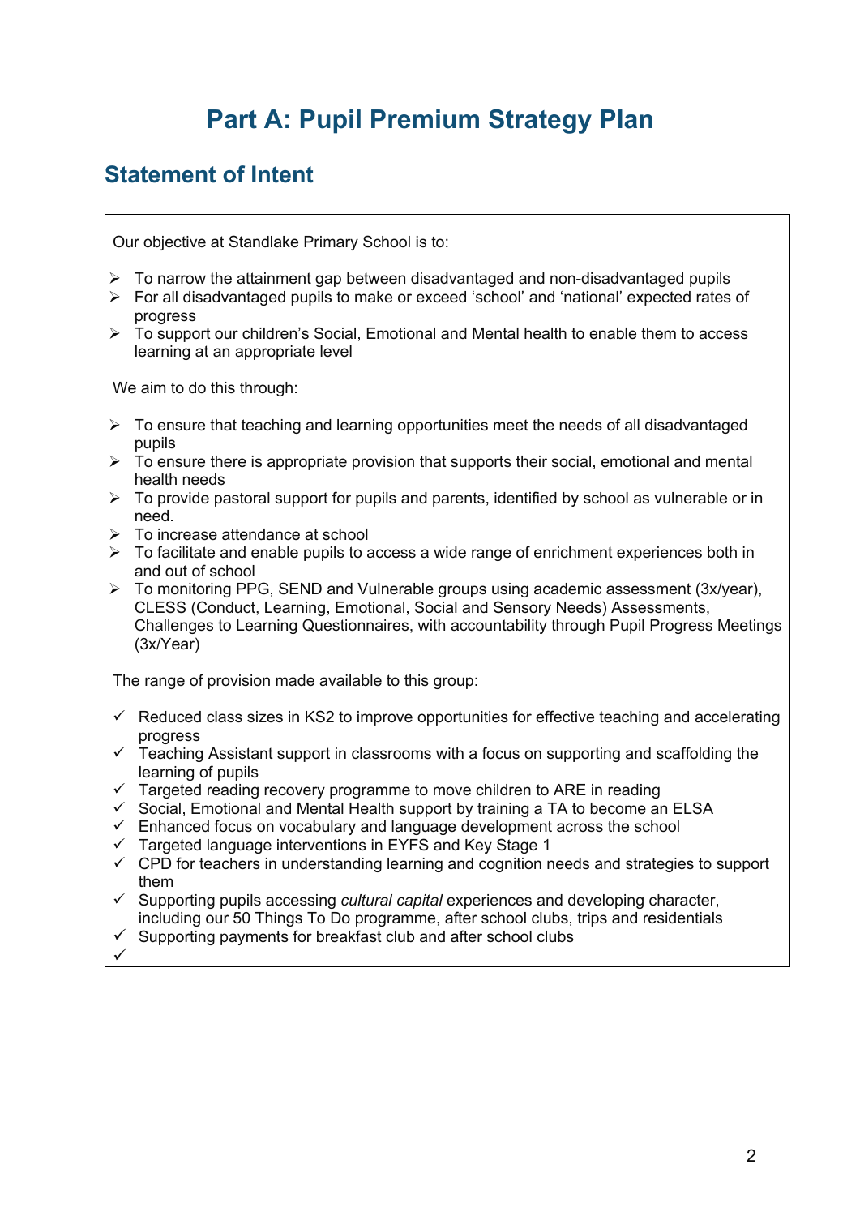# Part A: Pupil Premium Strategy Plan

## Statement of Intent

Our objective at Standlake Primary School is to:

- To narrow the attainment gap between disadvantaged and non-disadvantaged pupils
- For all disadvantaged pupils to make or exceed 'school' and 'national' expected rates of progress
- To support our children's Social, Emotional and Mental health to enable them to access learning at an appropriate level

We aim to do this through:

- To ensure that teaching and learning opportunities meet the needs of all disadvantaged pupils
- To ensure there is appropriate provision that supports their social, emotional and mental health needs
- To provide pastoral support for pupils and parents, identified by school as vulnerable or in need.
- To increase attendance at school
- To facilitate and enable pupils to access a wide range of enrichment experiences both in and out of school
- To monitoring PPG, SEND and Vulnerable groups using academic assessment (3x/year), CLESS (Conduct, Learning, Emotional, Social and Sensory Needs) Assessments, Challenges to Learning Questionnaires, with accountability through Pupil Progress Meetings (3x/Year)

The range of provision made available to this group:

- ✓ Reduced class sizes in KS2 to improve opportunities for effective teaching and accelerating progress
- ✓ Teaching Assistant support in classrooms with a focus on supporting and scaffolding the learning of pupils
- ✓ Targeted reading recovery programme to move children to ARE in reading
- ✓ Social, Emotional and Mental Health support by training a TA to become an ELSA
- ✓ Enhanced focus on vocabulary and language development across the school
- ✓ Targeted language interventions in EYFS and Key Stage 1
- ✓ CPD for teachers in understanding learning and cognition needs and strategies to support them
- ✓ Supporting pupils accessing *cultural capital* experiences and developing character, including our 50 Things To Do programme, after school clubs, trips and residentials
- ✓ Supporting payments for breakfast club and after school clubs
- ✓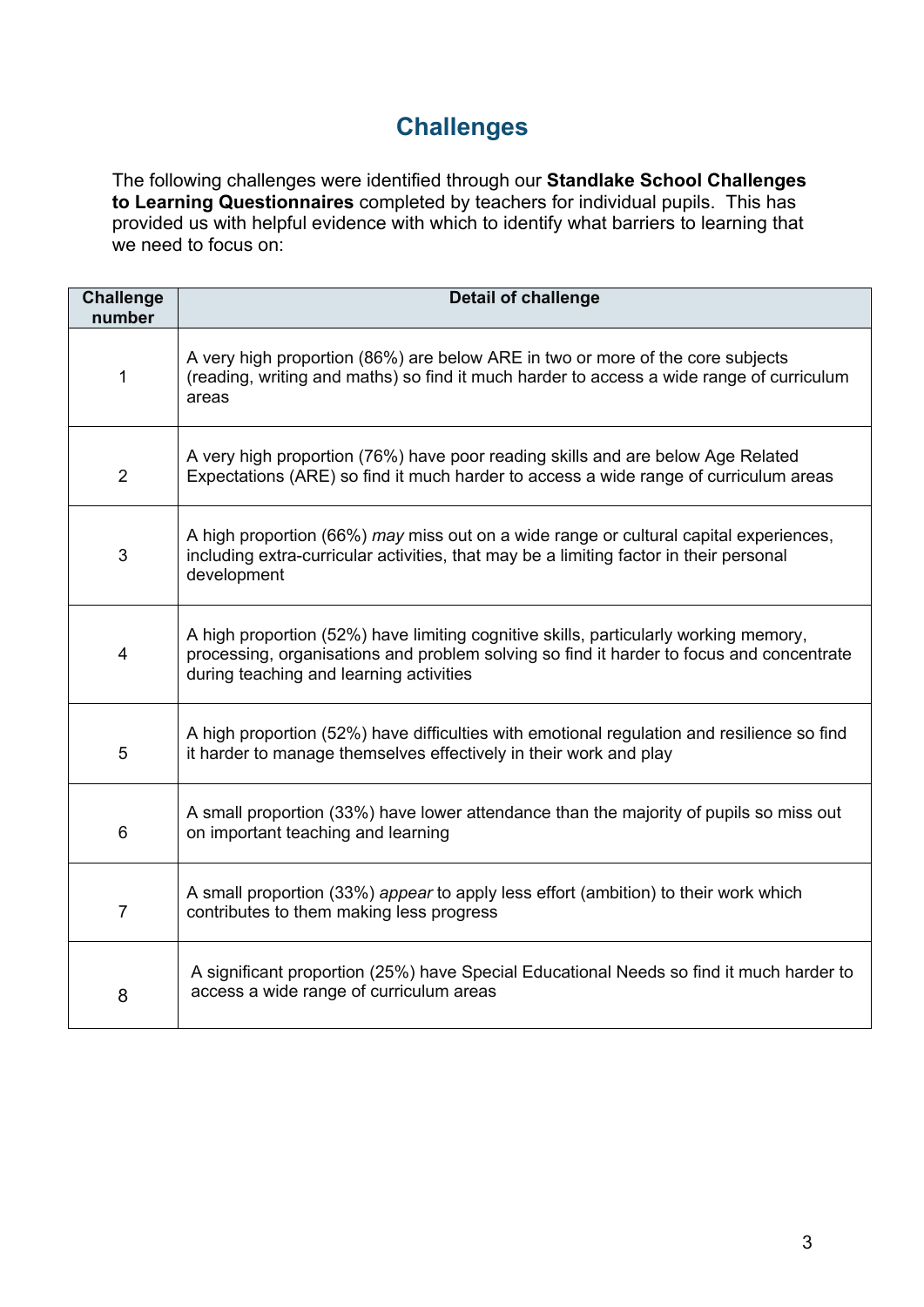## Challenges

The following challenges were identified through our **Standlake School Challenges to Learning Questionnaires** completed by teachers for individual pupils. This has provided us with helpful evidence with which to identify what barriers to learning that we need to focus on:

| Challenge number | Detail of challenge |
|---|---|
| 1 | A very high proportion (86%) are below ARE in two or more of the core subjects (reading, writing and maths) so find it much harder to access a wide range of curriculum areas |
| 2 | A very high proportion (76%) have poor reading skills and are below Age Related Expectations (ARE) so find it much harder to access a wide range of curriculum areas |
| 3 | A high proportion (66%) *may* miss out on a wide range or cultural capital experiences, including extra-curricular activities, that may be a limiting factor in their personal development |
| 4 | A high proportion (52%) have limiting cognitive skills, particularly working memory, processing, organisations and problem solving so find it harder to focus and concentrate during teaching and learning activities |
| 5 | A high proportion (52%) have difficulties with emotional regulation and resilience so find it harder to manage themselves effectively in their work and play |
| 6 | A small proportion (33%) have lower attendance than the majority of pupils so miss out on important teaching and learning |
| 7 | A small proportion (33%) *appear* to apply less effort (ambition) to their work which contributes to them making less progress |
| 8 | A significant proportion (25%) have Special Educational Needs so find it much harder to access a wide range of curriculum areas |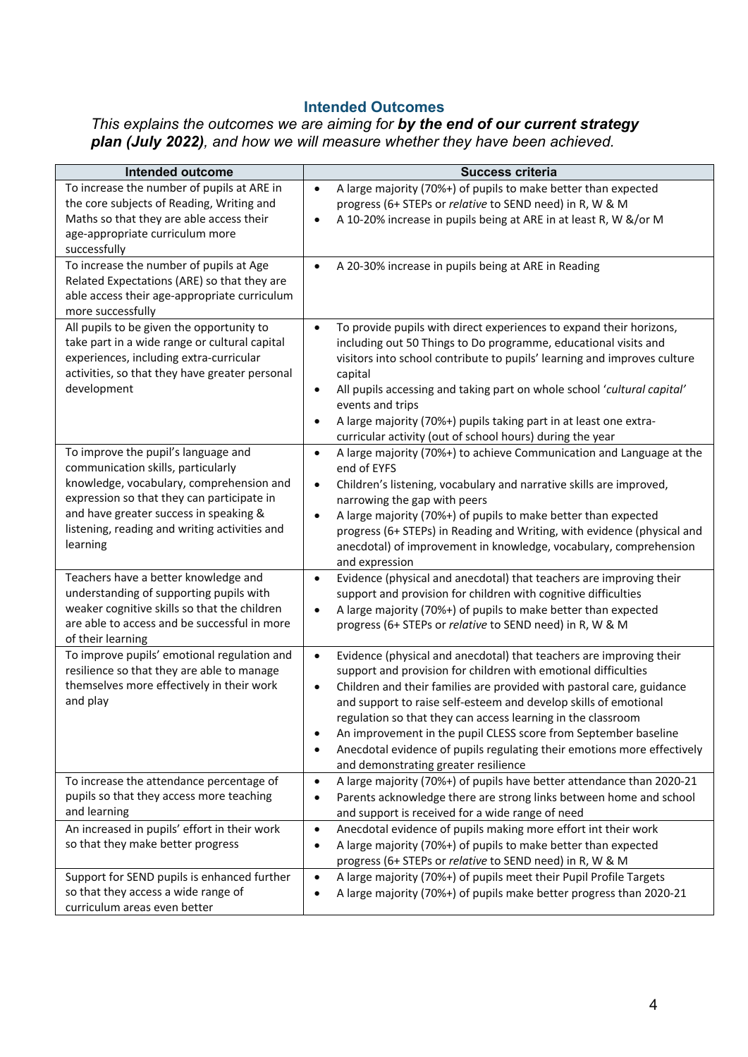## Intended Outcomes

*This explains the outcomes we are aiming for **by the end of our current strategy plan (July 2022)**, and how we will measure whether they have been achieved.*

| Intended outcome | Success criteria |
| --- | --- |
| To increase the number of pupils at ARE in the core subjects of Reading, Writing and Maths so that they are able access their age-appropriate curriculum more successfully | • A large majority (70%+) of pupils to make better than expected progress (6+ STEPs or *relative* to SEND need) in R, W & M<br>• A 10-20% increase in pupils being at ARE in at least R, W &/or M |
| To increase the number of pupils at Age Related Expectations (ARE) so that they are able access their age-appropriate curriculum more successfully | • A 20-30% increase in pupils being at ARE in Reading |
| All pupils to be given the opportunity to take part in a wide range or cultural capital experiences, including extra-curricular activities, so that they have greater personal development | • To provide pupils with direct experiences to expand their horizons, including out 50 Things to Do programme, educational visits and visitors into school contribute to pupils' learning and improves culture capital<br>• All pupils accessing and taking part on whole school '*cultural capital*' events and trips<br>• A large majority (70%+) pupils taking part in at least one extra-curricular activity (out of school hours) during the year |
| To improve the pupil's language and communication skills, particularly knowledge, vocabulary, comprehension and expression so that they can participate in and have greater success in speaking & listening, reading and writing activities and learning | • A large majority (70%+) to achieve Communication and Language at the end of EYFS<br>• Children's listening, vocabulary and narrative skills are improved, narrowing the gap with peers<br>• A large majority (70%+) of pupils to make better than expected progress (6+ STEPs) in Reading and Writing, with evidence (physical and anecdotal) of improvement in knowledge, vocabulary, comprehension and expression |
| Teachers have a better knowledge and understanding of supporting pupils with weaker cognitive skills so that the children are able to access and be successful in more of their learning | • Evidence (physical and anecdotal) that teachers are improving their support and provision for children with cognitive difficulties<br>• A large majority (70%+) of pupils to make better than expected progress (6+ STEPs or *relative* to SEND need) in R, W & M |
| To improve pupils' emotional regulation and resilience so that they are able to manage themselves more effectively in their work and play | • Evidence (physical and anecdotal) that teachers are improving their support and provision for children with emotional difficulties<br>• Children and their families are provided with pastoral care, guidance and support to raise self-esteem and develop skills of emotional regulation so that they can access learning in the classroom<br>• An improvement in the pupil CLESS score from September baseline<br>• Anecdotal evidence of pupils regulating their emotions more effectively and demonstrating greater resilience |
| To increase the attendance percentage of pupils so that they access more teaching and learning | • A large majority (70%+) of pupils have better attendance than 2020-21<br>• Parents acknowledge there are strong links between home and school and support is received for a wide range of need |
| An increased in pupils' effort in their work so that they make better progress | • Anecdotal evidence of pupils making more effort int their work<br>• A large majority (70%+) of pupils to make better than expected progress (6+ STEPs or *relative* to SEND need) in R, W & M |
| Support for SEND pupils is enhanced further so that they access a wide range of curriculum areas even better | • A large majority (70%+) of pupils meet their Pupil Profile Targets<br>• A large majority (70%+) of pupils make better progress than 2020-21 |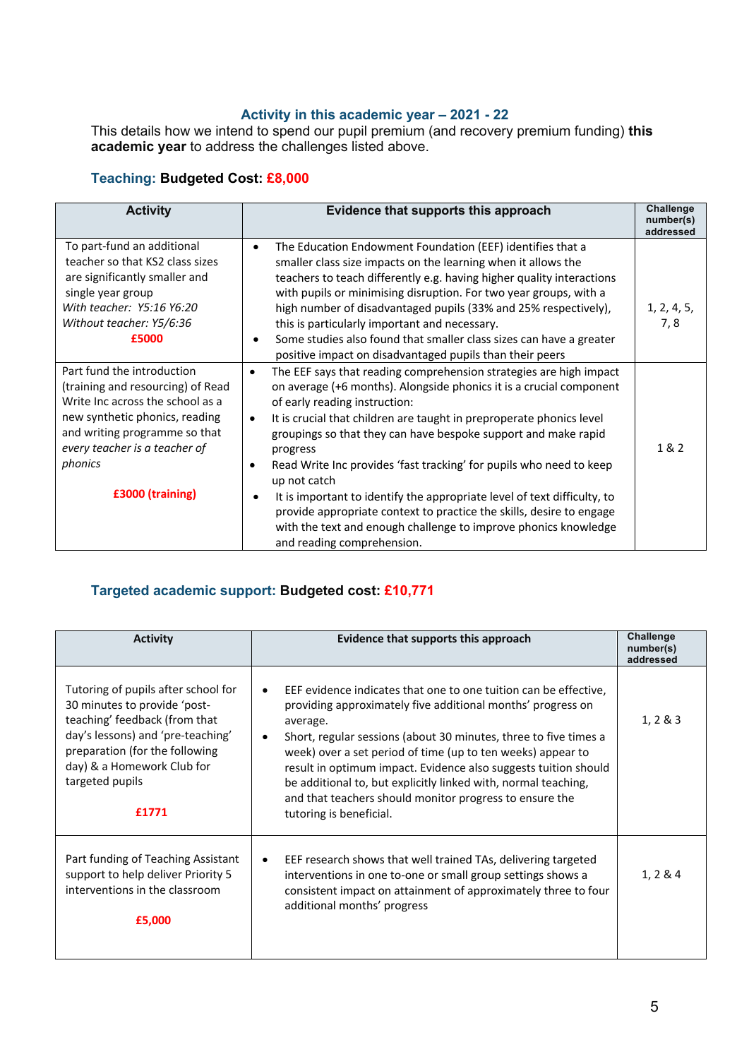### Activity in this academic year – 2021 - 22

This details how we intend to spend our pupil premium (and recovery premium funding) **this academic year** to address the challenges listed above.

### Teaching: **Budgeted Cost: £8,000**

| Activity | Evidence that supports this approach | Challenge number(s) addressed |
|---|---|---|
| To part-fund an additional teacher so that KS2 class sizes are significantly smaller and single year group<br>*With teacher: Y5:16 Y6:20*<br>*Without teacher: Y5/6:36*<br>**£5000** | • The Education Endowment Foundation (EEF) identifies that a smaller class size impacts on the learning when it allows the teachers to teach differently e.g. having higher quality interactions with pupils or minimising disruption. For two year groups, with a high number of disadvantaged pupils (33% and 25% respectively), this is particularly important and necessary.<br>• Some studies also found that smaller class sizes can have a greater positive impact on disadvantaged pupils than their peers | 1, 2, 4, 5, 7, 8 |
| Part fund the introduction (training and resourcing) of Read Write Inc across the school as a new synthetic phonics, reading and writing programme so that *every teacher is a teacher of phonics*<br><br>**£3000 (training)** | • The EEF says that reading comprehension strategies are high impact on average (+6 months). Alongside phonics it is a crucial component of early reading instruction:<br>• It is crucial that children are taught in preproperate phonics level groupings so that they can have bespoke support and make rapid progress<br>• Read Write Inc provides 'fast tracking' for pupils who need to keep up not catch<br>• It is important to identify the appropriate level of text difficulty, to provide appropriate context to practice the skills, desire to engage with the text and enough challenge to improve phonics knowledge and reading comprehension. | 1 & 2 |

### Targeted academic support: **Budgeted cost: £10,771**

| Activity | Evidence that supports this approach | Challenge number(s) addressed |
|---|---|---|
| Tutoring of pupils after school for 30 minutes to provide 'post-teaching' feedback (from that day's lessons) and 'pre-teaching' preparation (for the following day) & a Homework Club for targeted pupils<br><br>**£1771** | • EEF evidence indicates that one to one tuition can be effective, providing approximately five additional months' progress on average.<br>• Short, regular sessions (about 30 minutes, three to five times a week) over a set period of time (up to ten weeks) appear to result in optimum impact. Evidence also suggests tuition should be additional to, but explicitly linked with, normal teaching, and that teachers should monitor progress to ensure the tutoring is beneficial. | 1, 2 & 3 |
| Part funding of Teaching Assistant support to help deliver Priority 5 interventions in the classroom<br><br>**£5,000** | • EEF research shows that well trained TAs, delivering targeted interventions in one to-one or small group settings shows a consistent impact on attainment of approximately three to four additional months' progress | 1, 2 & 4 |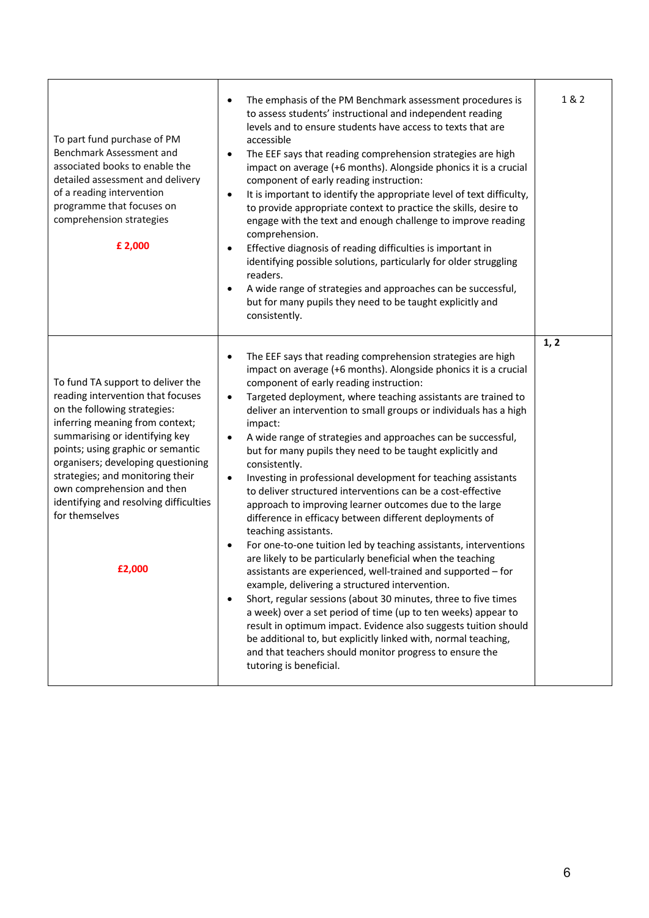| | | |
|---|---|---|
| To part fund purchase of PM Benchmark Assessment and associated books to enable the detailed assessment and delivery of a reading intervention programme that focuses on comprehension strategies<br><br>**£ 2,000** | • The emphasis of the PM Benchmark assessment procedures is to assess students' instructional and independent reading levels and to ensure students have access to texts that are accessible<br>• The EEF says that reading comprehension strategies are high impact on average (+6 months). Alongside phonics it is a crucial component of early reading instruction:<br>• It is important to identify the appropriate level of text difficulty, to provide appropriate context to practice the skills, desire to engage with the text and enough challenge to improve reading comprehension.<br>• Effective diagnosis of reading difficulties is important in identifying possible solutions, particularly for older struggling readers.<br>• A wide range of strategies and approaches can be successful, but for many pupils they need to be taught explicitly and consistently. | 1 & 2 |
| To fund TA support to deliver the reading intervention that focuses on the following strategies: inferring meaning from context; summarising or identifying key points; using graphic or semantic organisers; developing questioning strategies; and monitoring their own comprehension and then identifying and resolving difficulties for themselves<br><br>**£2,000** | • The EEF says that reading comprehension strategies are high impact on average (+6 months). Alongside phonics it is a crucial component of early reading instruction:<br>• Targeted deployment, where teaching assistants are trained to deliver an intervention to small groups or individuals has a high impact:<br>• A wide range of strategies and approaches can be successful, but for many pupils they need to be taught explicitly and consistently.<br>• Investing in professional development for teaching assistants to deliver structured interventions can be a cost-effective approach to improving learner outcomes due to the large difference in efficacy between different deployments of teaching assistants.<br>• For one-to-one tuition led by teaching assistants, interventions are likely to be particularly beneficial when the teaching assistants are experienced, well-trained and supported – for example, delivering a structured intervention.<br>• Short, regular sessions (about 30 minutes, three to five times a week) over a set period of time (up to ten weeks) appear to result in optimum impact. Evidence also suggests tuition should be additional to, but explicitly linked with, normal teaching, and that teachers should monitor progress to ensure the tutoring is beneficial. | **1, 2** |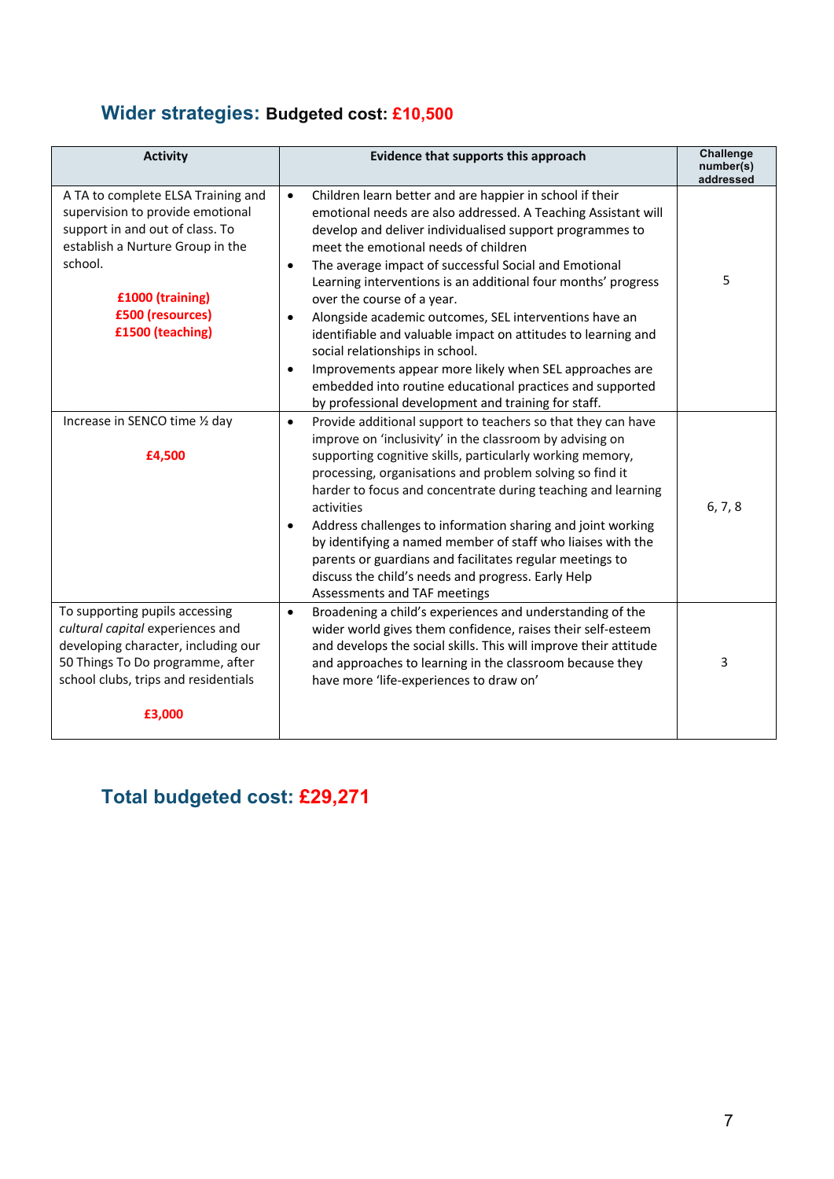## Wider strategies: Budgeted cost: £10,500

| Activity | Evidence that supports this approach | Challenge number(s) addressed |
|---|---|---|
| A TA to complete ELSA Training and supervision to provide emotional support in and out of class. To establish a Nurture Group in the school.<br><br>**£1000 (training)**<br>**£500 (resources)**<br>**£1500 (teaching)** | • Children learn better and are happier in school if their emotional needs are also addressed. A Teaching Assistant will develop and deliver individualised support programmes to meet the emotional needs of children<br>• The average impact of successful Social and Emotional Learning interventions is an additional four months' progress over the course of a year.<br>• Alongside academic outcomes, SEL interventions have an identifiable and valuable impact on attitudes to learning and social relationships in school.<br>• Improvements appear more likely when SEL approaches are embedded into routine educational practices and supported by professional development and training for staff. | 5 |
| Increase in SENCO time ½ day<br><br>**£4,500** | • Provide additional support to teachers so that they can have improve on 'inclusivity' in the classroom by advising on supporting cognitive skills, particularly working memory, processing, organisations and problem solving so find it harder to focus and concentrate during teaching and learning activities<br>• Address challenges to information sharing and joint working by identifying a named member of staff who liaises with the parents or guardians and facilitates regular meetings to discuss the child's needs and progress. Early Help Assessments and TAF meetings | 6, 7, 8 |
| To supporting pupils accessing *cultural capital* experiences and developing character, including our 50 Things To Do programme, after school clubs, trips and residentials<br><br>**£3,000** | • Broadening a child's experiences and understanding of the wider world gives them confidence, raises their self-esteem and develops the social skills. This will improve their attitude and approaches to learning in the classroom because they have more 'life-experiences to draw on' | 3 |

## Total budgeted cost: £29,271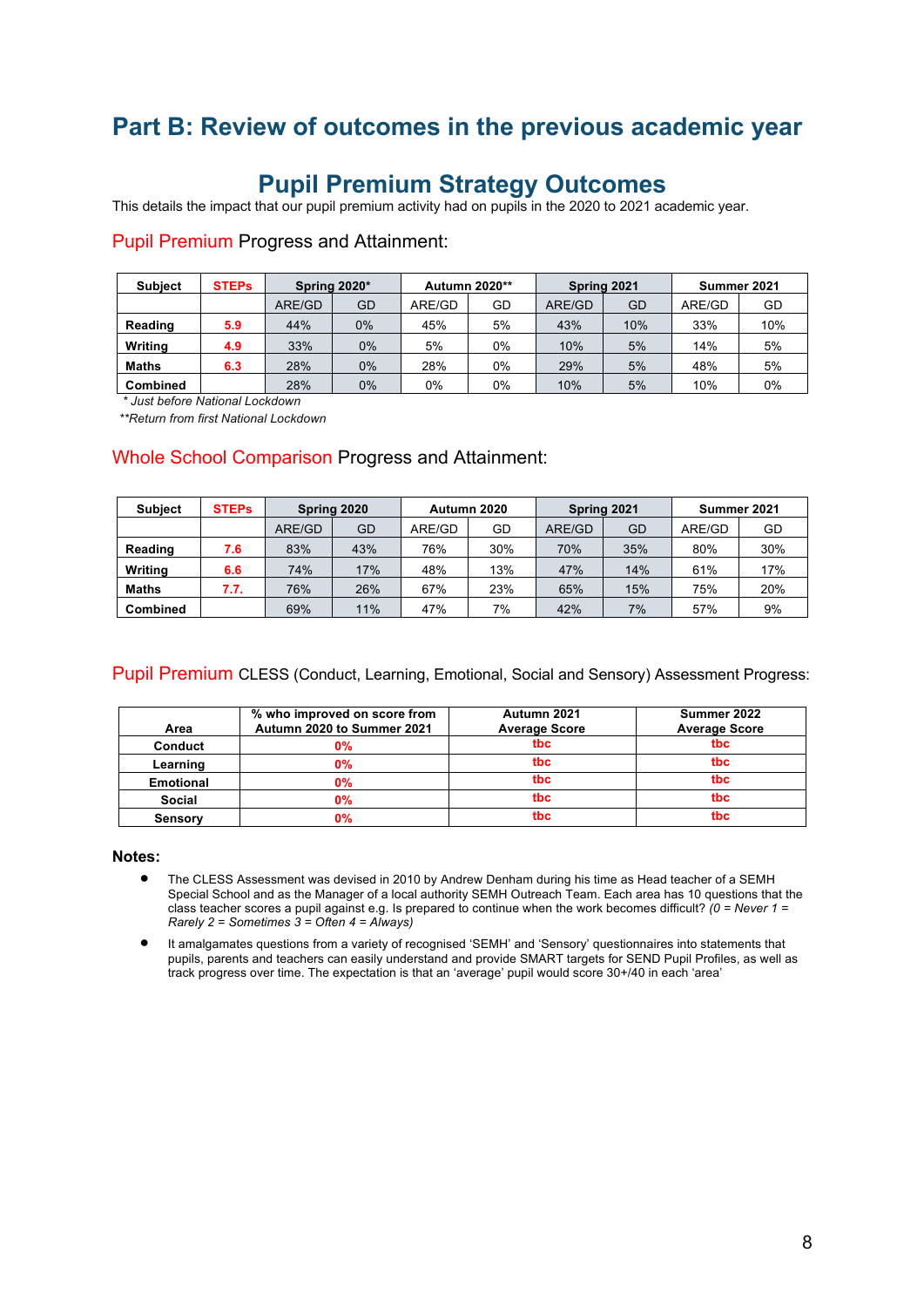# Part B: Review of outcomes in the previous academic year

## Pupil Premium Strategy Outcomes

This details the impact that our pupil premium activity had on pupils in the 2020 to 2021 academic year.

### Pupil Premium Progress and Attainment:

| Subject | STEPs | Spring 2020* | | Autumn 2020** | | Spring 2021 | | Summer 2021 | |
|---|---|---|---|---|---|---|---|---|---|
| | | ARE/GD | GD | ARE/GD | GD | ARE/GD | GD | ARE/GD | GD |
| Reading | 5.9 | 44% | 0% | 45% | 5% | 43% | 10% | 33% | 10% |
| Writing | 4.9 | 33% | 0% | 5% | 0% | 10% | 5% | 14% | 5% |
| Maths | 6.3 | 28% | 0% | 28% | 0% | 29% | 5% | 48% | 5% |
| Combined | | 28% | 0% | 0% | 0% | 10% | 5% | 10% | 0% |

*\* Just before National Lockdown*

*\*\*Return from first National Lockdown*

### Whole School Comparison Progress and Attainment:

| Subject | STEPs | Spring 2020 | | Autumn 2020 | | Spring 2021 | | Summer 2021 | |
|---|---|---|---|---|---|---|---|---|---|
| | | ARE/GD | GD | ARE/GD | GD | ARE/GD | GD | ARE/GD | GD |
| Reading | 7.6 | 83% | 43% | 76% | 30% | 70% | 35% | 80% | 30% |
| Writing | 6.6 | 74% | 17% | 48% | 13% | 47% | 14% | 61% | 17% |
| Maths | 7.7. | 76% | 26% | 67% | 23% | 65% | 15% | 75% | 20% |
| Combined | | 69% | 11% | 47% | 7% | 42% | 7% | 57% | 9% |

### Pupil Premium CLESS (Conduct, Learning, Emotional, Social and Sensory) Assessment Progress:

| Area | % who improved on score from Autumn 2020 to Summer 2021 | Autumn 2021 Average Score | Summer 2022 Average Score |
|---|---|---|---|
| Conduct | 0% | tbc | tbc |
| Learning | 0% | tbc | tbc |
| Emotional | 0% | tbc | tbc |
| Social | 0% | tbc | tbc |
| Sensory | 0% | tbc | tbc |

**Notes:**

- The CLESS Assessment was devised in 2010 by Andrew Denham during his time as Head teacher of a SEMH Special School and as the Manager of a local authority SEMH Outreach Team. Each area has 10 questions that the class teacher scores a pupil against e.g. Is prepared to continue when the work becomes difficult? *(0 = Never 1 = Rarely 2 = Sometimes 3 = Often 4 = Always)*
- It amalgamates questions from a variety of recognised 'SEMH' and 'Sensory' questionnaires into statements that pupils, parents and teachers can easily understand and provide SMART targets for SEND Pupil Profiles, as well as track progress over time. The expectation is that an 'average' pupil would score 30+/40 in each 'area'